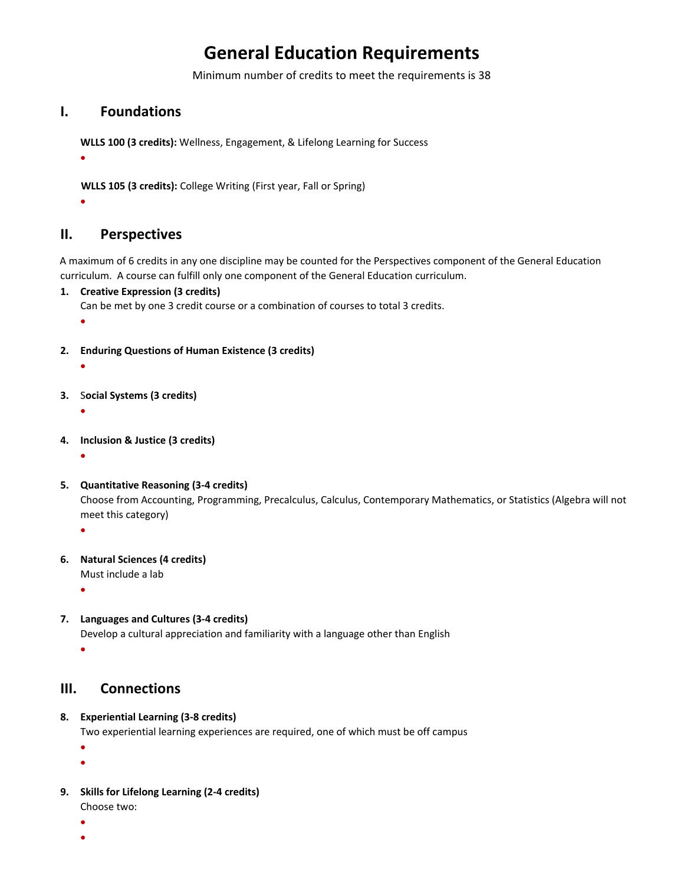# General Education Requirements

Minimum number of credits to meet the requirements is 38

## I. Foundations

**WLLS 100 (3 credits):** Wellness, Engagement, & Lifelong Learning for Success

- 

**WLLS 105 (3 credits):** College Writing (First year, Fall or Spring)

- 

## II. Perspectives

A maximum of 6 credits in any one discipline may be counted for the Perspectives component of the General Education curriculum. A course can fulfill only one component of the General Education curriculum.

1. **Creative Expression (3 credits)**
   Can be met by one 3 credit course or a combination of courses to total 3 credits.
   - 

2. **Enduring Questions of Human Existence (3 credits)**
   - 

3. **Social Systems (3 credits)**
   - 

4. **Inclusion & Justice (3 credits)**
   - 

5. **Quantitative Reasoning (3-4 credits)**
   Choose from Accounting, Programming, Precalculus, Calculus, Contemporary Mathematics, or Statistics (Algebra will not meet this category)
   - 

6. **Natural Sciences (4 credits)**
   Must include a lab
   - 

7. **Languages and Cultures (3-4 credits)**
   Develop a cultural appreciation and familiarity with a language other than English
   - 

## III. Connections

8. **Experiential Learning (3-8 credits)**
   Two experiential learning experiences are required, one of which must be off campus
   - 
   - 

9. **Skills for Lifelong Learning (2-4 credits)**
   Choose two:
   - 
   -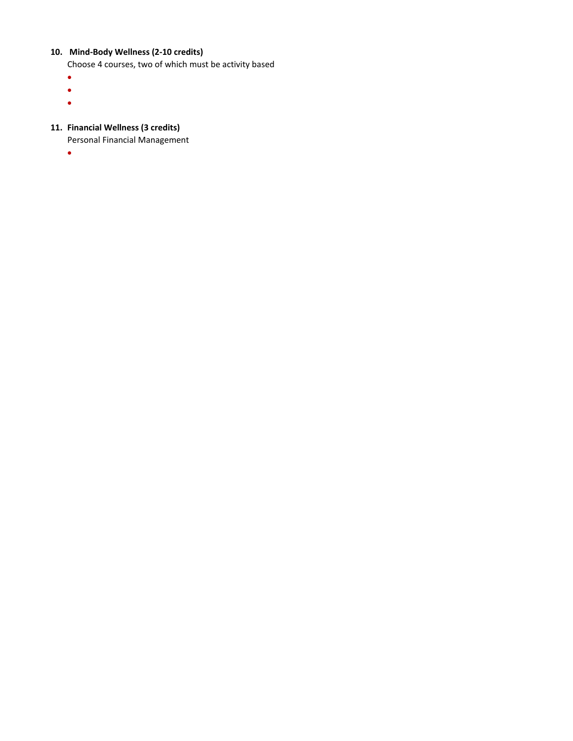10. **Mind-Body Wellness (2-10 credits)**

    Choose 4 courses, two of which must be activity based

    - 
    - 
    - 

11. **Financial Wellness (3 credits)**

    Personal Financial Management

    -